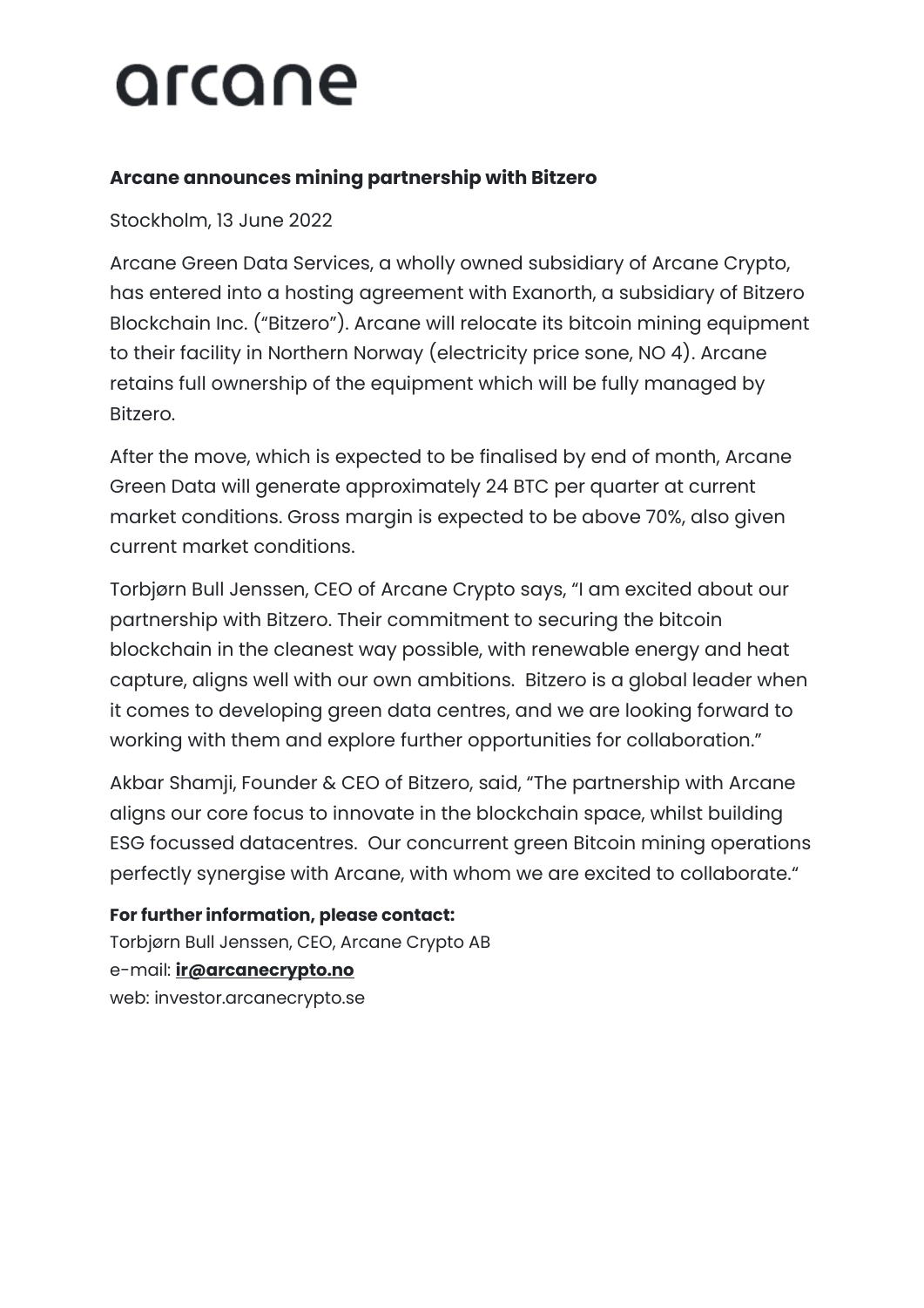arcane

**Arcane announces mining partnership with Bitzero**

Stockholm, 13 June 2022

Arcane Green Data Services, a wholly owned subsidiary of Arcane Crypto, has entered into a hosting agreement with Exanorth, a subsidiary of Bitzero Blockchain Inc. ("Bitzero"). Arcane will relocate its bitcoin mining equipment to their facility in Northern Norway (electricity price sone, NO 4). Arcane retains full ownership of the equipment which will be fully managed by Bitzero.

After the move, which is expected to be finalised by end of month, Arcane Green Data will generate approximately 24 BTC per quarter at current market conditions. Gross margin is expected to be above 70%, also given current market conditions.

Torbjørn Bull Jenssen, CEO of Arcane Crypto says, "I am excited about our partnership with Bitzero. Their commitment to securing the bitcoin blockchain in the cleanest way possible, with renewable energy and heat capture, aligns well with our own ambitions. Bitzero is a global leader when it comes to developing green data centres, and we are looking forward to working with them and explore further opportunities for collaboration."

Akbar Shamji, Founder & CEO of Bitzero, said, "The partnership with Arcane aligns our core focus to innovate in the blockchain space, whilst building ESG focussed datacentres. Our concurrent green Bitcoin mining operations perfectly synergise with Arcane, with whom we are excited to collaborate."

**For further information, please contact:**
Torbjørn Bull Jenssen, CEO, Arcane Crypto AB
e-mail: **ir@arcanecrypto.no**
web: investor.arcanecrypto.se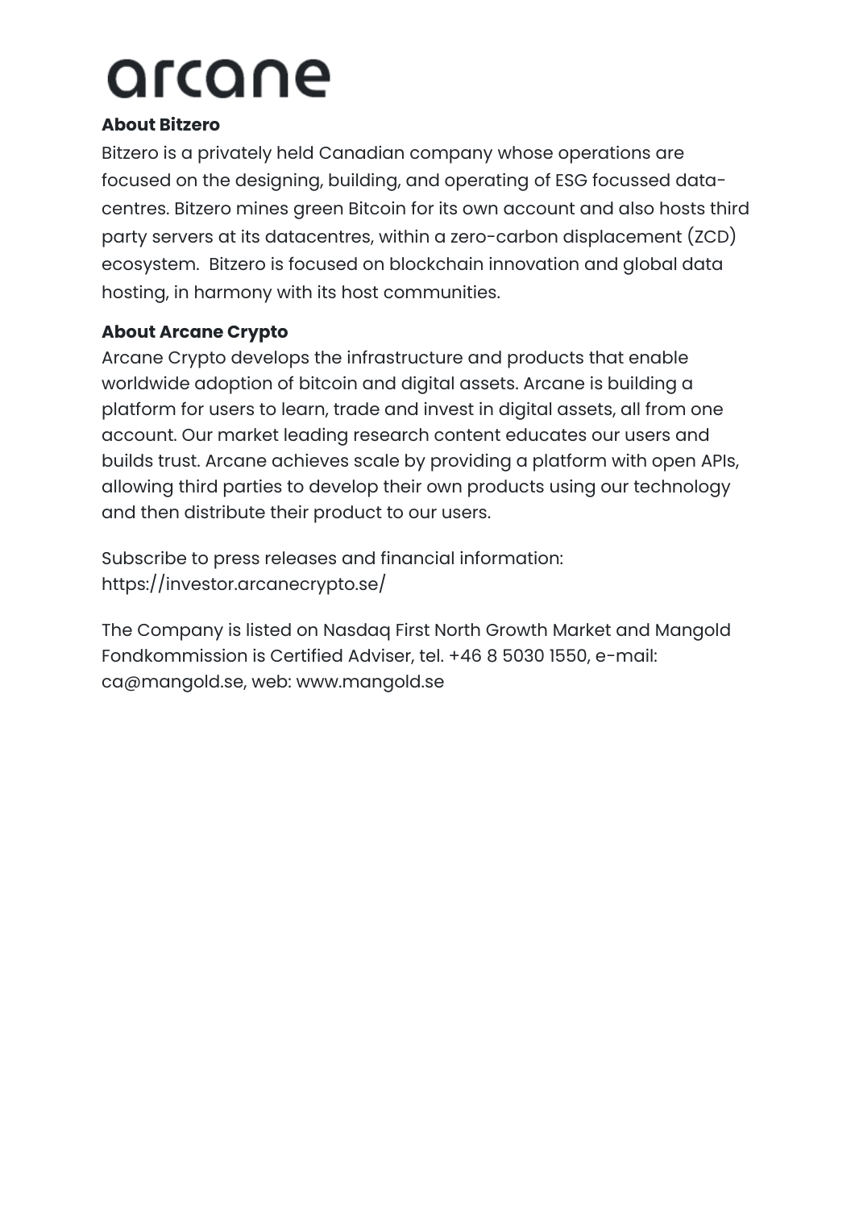**About Bitzero**

Bitzero is a privately held Canadian company whose operations are focused on the designing, building, and operating of ESG focussed data-centres. Bitzero mines green Bitcoin for its own account and also hosts third party servers at its datacentres, within a zero-carbon displacement (ZCD) ecosystem.  Bitzero is focused on blockchain innovation and global data hosting, in harmony with its host communities.

**About Arcane Crypto**

Arcane Crypto develops the infrastructure and products that enable worldwide adoption of bitcoin and digital assets. Arcane is building a platform for users to learn, trade and invest in digital assets, all from one account. Our market leading research content educates our users and builds trust. Arcane achieves scale by providing a platform with open APIs, allowing third parties to develop their own products using our technology and then distribute their product to our users.

Subscribe to press releases and financial information: https://investor.arcanecrypto.se/

The Company is listed on Nasdaq First North Growth Market and Mangold Fondkommission is Certified Adviser, tel. +46 8 5030 1550, e-mail: ca@mangold.se, web: www.mangold.se